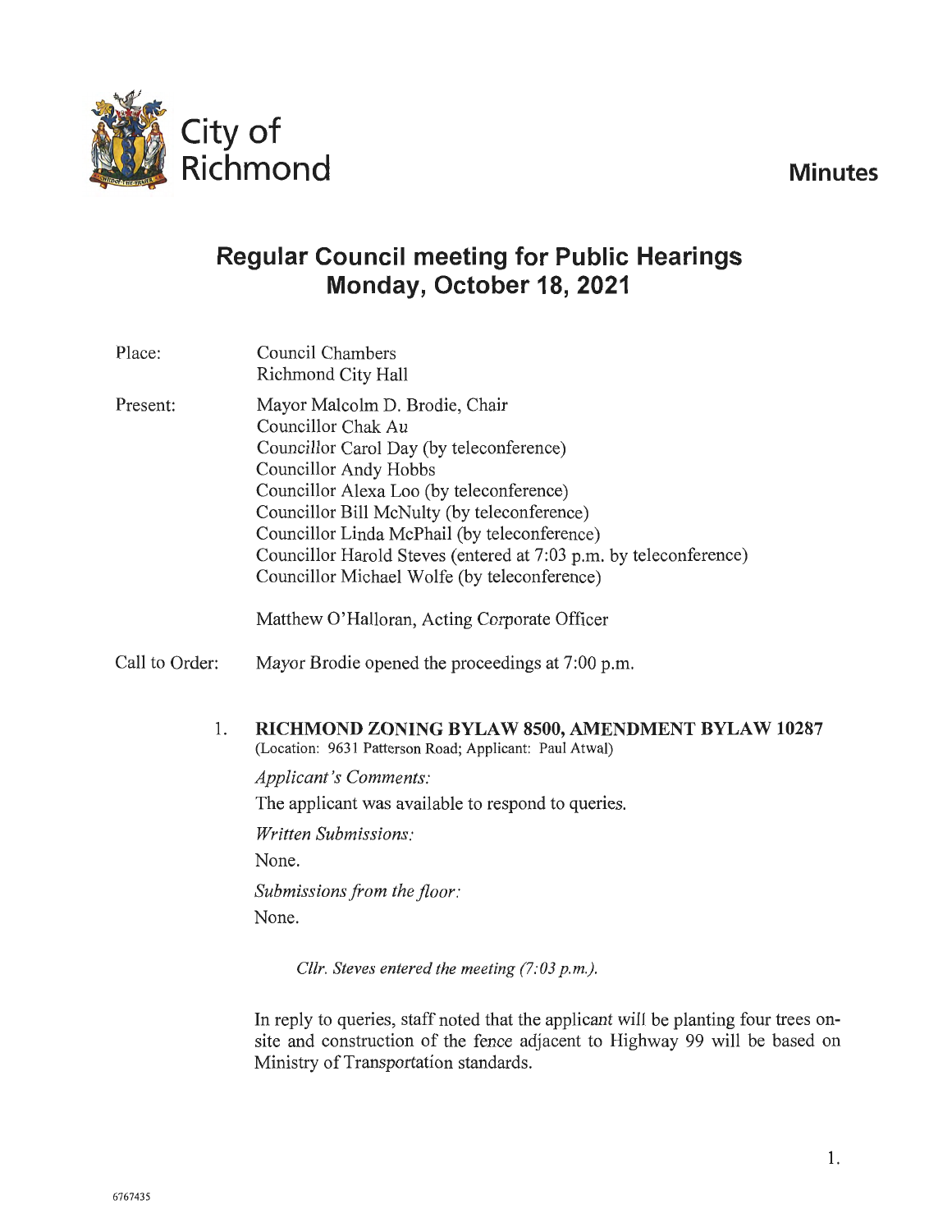City of Richmond

# Minutes

## Regular Council meeting for Public Hearings
## Monday, October 18, 2021

Place: Council Chambers
Richmond City Hall

Present: Mayor Malcolm D. Brodie, Chair
Councillor Chak Au
Councillor Carol Day (by teleconference)
Councillor Andy Hobbs
Councillor Alexa Loo (by teleconference)
Councillor Bill McNulty (by teleconference)
Councillor Linda McPhail (by teleconference)
Councillor Harold Steves (entered at 7:03 p.m. by teleconference)
Councillor Michael Wolfe (by teleconference)

Matthew O'Halloran, Acting Corporate Officer

Call to Order: Mayor Brodie opened the proceedings at 7:00 p.m.

1. **RICHMOND ZONING BYLAW 8500, AMENDMENT BYLAW 10287**
(Location: 9631 Patterson Road; Applicant: Paul Atwal)

*Applicant's Comments:*

The applicant was available to respond to queries.

*Written Submissions:*

None.

*Submissions from the floor:*

None.

*Cllr. Steves entered the meeting (7:03 p.m.).*

In reply to queries, staff noted that the applicant will be planting four trees on-site and construction of the fence adjacent to Highway 99 will be based on Ministry of Transportation standards.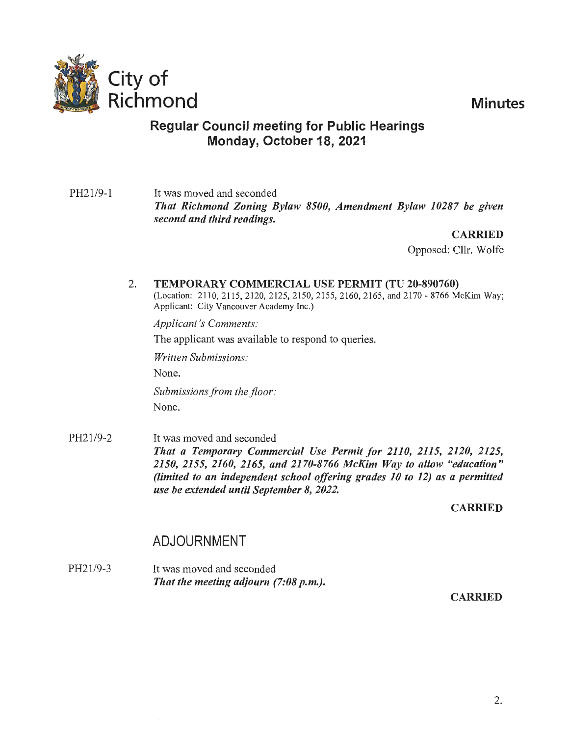# City of Richmond

**Minutes**

## Regular Council meeting for Public Hearings
## Monday, October 18, 2021

PH21/9-1

It was moved and seconded
***That Richmond Zoning Bylaw 8500, Amendment Bylaw 10287 be given second and third readings.***

**CARRIED**
Opposed: Cllr. Wolfe

2. **TEMPORARY COMMERCIAL USE PERMIT (TU 20-890760)**
(Location: 2110, 2115, 2120, 2125, 2150, 2155, 2160, 2165, and 2170 - 8766 McKim Way; Applicant: City Vancouver Academy Inc.)

*Applicant's Comments:*

The applicant was available to respond to queries.

*Written Submissions:*

None.

*Submissions from the floor:*

None.

PH21/9-2

It was moved and seconded
***That a Temporary Commercial Use Permit for 2110, 2115, 2120, 2125, 2150, 2155, 2160, 2165, and 2170-8766 McKim Way to allow "education" (limited to an independent school offering grades 10 to 12) as a permitted use be extended until September 8, 2022.***

**CARRIED**

## ADJOURNMENT

PH21/9-3

It was moved and seconded
***That the meeting adjourn (7:08 p.m.).***

**CARRIED**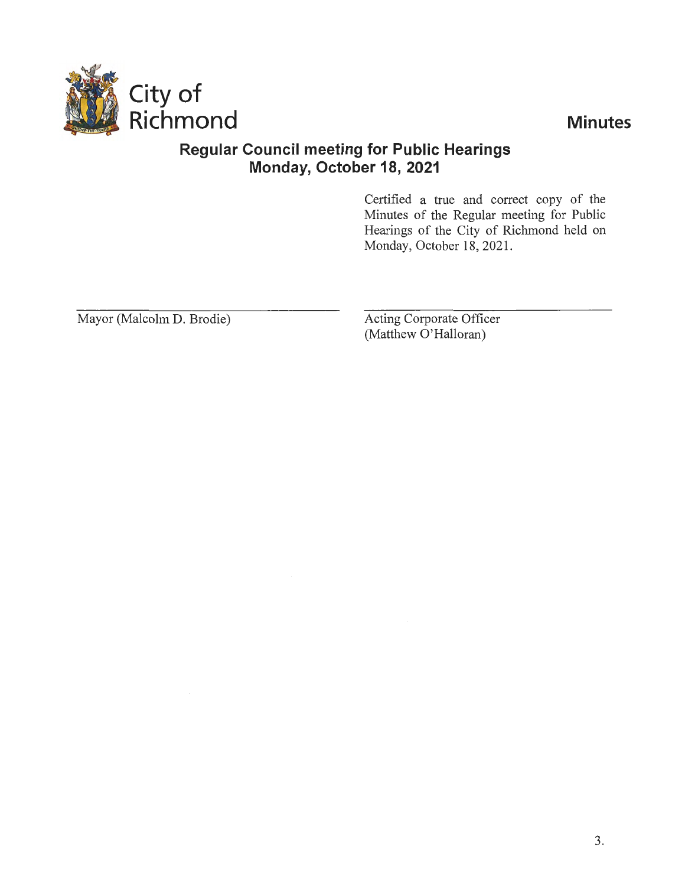# City of Richmond

## Minutes

### Regular Council meeting for Public Hearings
### Monday, October 18, 2021

Certified a true and correct copy of the Minutes of the Regular meeting for Public Hearings of the City of Richmond held on Monday, October 18, 2021.

| | |
|---|---|
| Mayor (Malcolm D. Brodie) | Acting Corporate Officer (Matthew O'Halloran) |